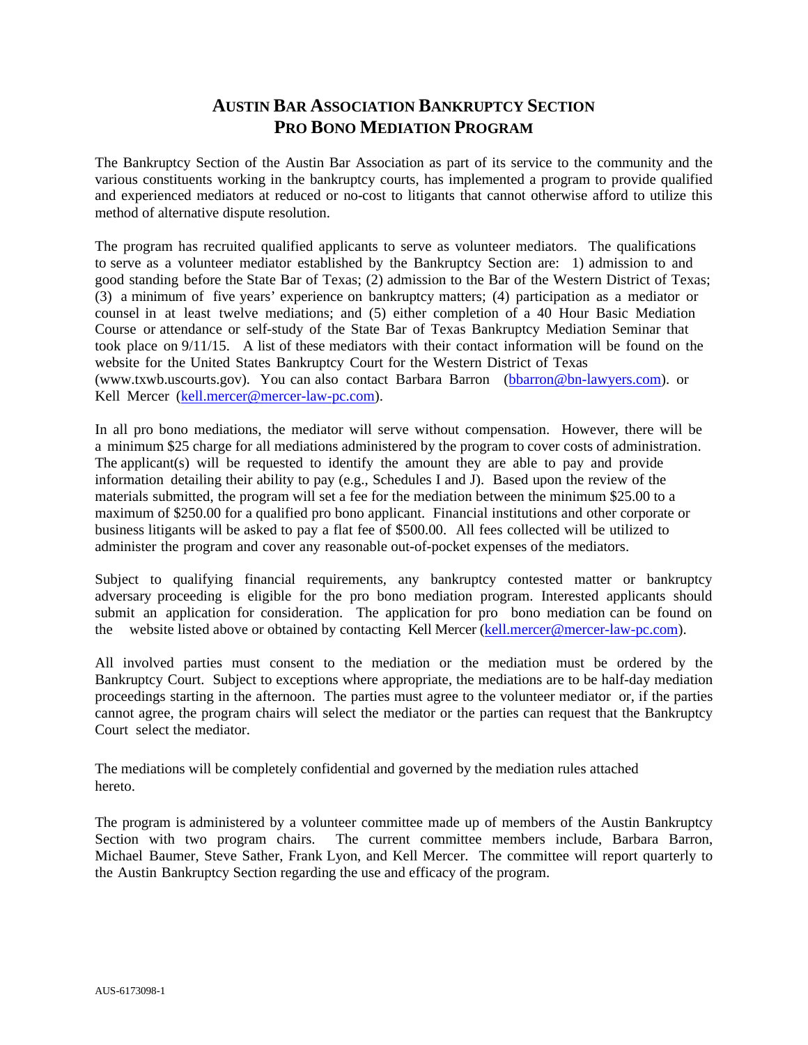# AUSTIN BAR ASSOCIATION BANKRUPTCY SECTION
# PRO BONO MEDIATION PROGRAM

The Bankruptcy Section of the Austin Bar Association as part of its service to the community and the various constituents working in the bankruptcy courts, has implemented a program to provide qualified and experienced mediators at reduced or no-cost to litigants that cannot otherwise afford to utilize this method of alternative dispute resolution.

The program has recruited qualified applicants to serve as volunteer mediators. The qualifications to serve as a volunteer mediator established by the Bankruptcy Section are: 1) admission to and good standing before the State Bar of Texas; (2) admission to the Bar of the Western District of Texas; (3) a minimum of five years' experience on bankruptcy matters; (4) participation as a mediator or counsel in at least twelve mediations; and (5) either completion of a 40 Hour Basic Mediation Course or attendance or self-study of the State Bar of Texas Bankruptcy Mediation Seminar that took place on 9/11/15. A list of these mediators with their contact information will be found on the website for the United States Bankruptcy Court for the Western District of Texas (www.txwb.uscourts.gov). You can also contact Barbara Barron (bbarron@bn-lawyers.com). or Kell Mercer (kell.mercer@mercer-law-pc.com).

In all pro bono mediations, the mediator will serve without compensation. However, there will be a minimum $25 charge for all mediations administered by the program to cover costs of administration. The applicant(s) will be requested to identify the amount they are able to pay and provide information detailing their ability to pay (e.g., Schedules I and J). Based upon the review of the materials submitted, the program will set a fee for the mediation between the minimum $25.00 to a maximum of $250.00 for a qualified pro bono applicant. Financial institutions and other corporate or business litigants will be asked to pay a flat fee of $500.00. All fees collected will be utilized to administer the program and cover any reasonable out-of-pocket expenses of the mediators.

Subject to qualifying financial requirements, any bankruptcy contested matter or bankruptcy adversary proceeding is eligible for the pro bono mediation program. Interested applicants should submit an application for consideration. The application for pro bono mediation can be found on the website listed above or obtained by contacting Kell Mercer (kell.mercer@mercer-law-pc.com).

All involved parties must consent to the mediation or the mediation must be ordered by the Bankruptcy Court. Subject to exceptions where appropriate, the mediations are to be half-day mediation proceedings starting in the afternoon. The parties must agree to the volunteer mediator or, if the parties cannot agree, the program chairs will select the mediator or the parties can request that the Bankruptcy Court select the mediator.

The mediations will be completely confidential and governed by the mediation rules attached hereto.

The program is administered by a volunteer committee made up of members of the Austin Bankruptcy Section with two program chairs. The current committee members include, Barbara Barron, Michael Baumer, Steve Sather, Frank Lyon, and Kell Mercer. The committee will report quarterly to the Austin Bankruptcy Section regarding the use and efficacy of the program.

AUS-6173098-1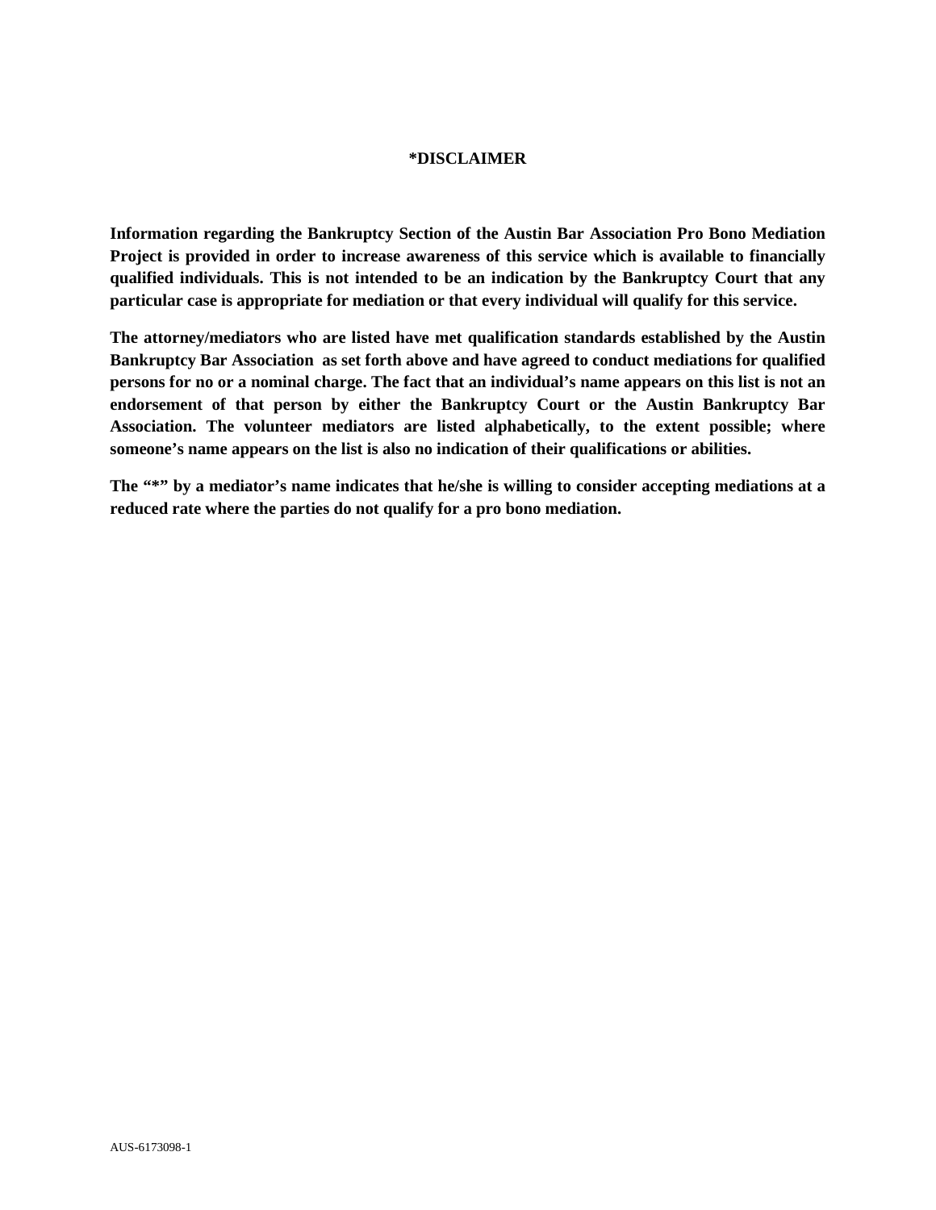## *DISCLAIMER

**Information regarding the Bankruptcy Section of the Austin Bar Association Pro Bono Mediation Project is provided in order to increase awareness of this service which is available to financially qualified individuals. This is not intended to be an indication by the Bankruptcy Court that any particular case is appropriate for mediation or that every individual will qualify for this service.**

**The attorney/mediators who are listed have met qualification standards established by the Austin Bankruptcy Bar Association as set forth above and have agreed to conduct mediations for qualified persons for no or a nominal charge. The fact that an individual's name appears on this list is not an endorsement of that person by either the Bankruptcy Court or the Austin Bankruptcy Bar Association. The volunteer mediators are listed alphabetically, to the extent possible; where someone's name appears on the list is also no indication of their qualifications or abilities.**

**The "*" by a mediator's name indicates that he/she is willing to consider accepting mediations at a reduced rate where the parties do not qualify for a pro bono mediation.**

AUS-6173098-1